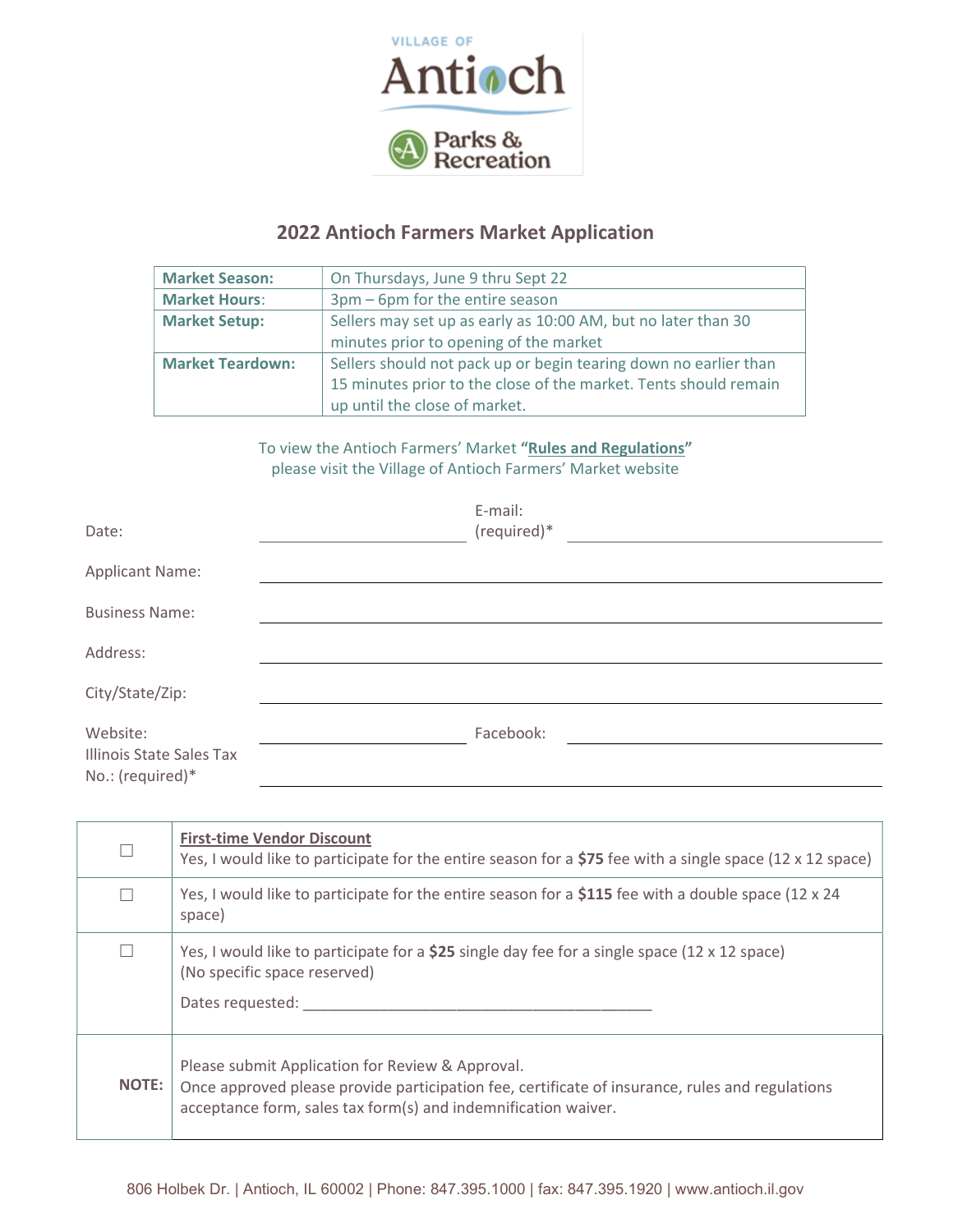VILLAGE OF

Antioch

Parks & Recreation

## 2022 Antioch Farmers Market Application

| | |
|---|---|
| **Market Season:** | On Thursdays, June 9 thru Sept 22 |
| **Market Hours**: | 3pm – 6pm for the entire season |
| **Market Setup:** | Sellers may set up as early as 10:00 AM, but no later than 30 minutes prior to opening of the market |
| **Market Teardown:** | Sellers should not pack up or begin tearing down no earlier than 15 minutes prior to the close of the market. Tents should remain up until the close of market. |

To view the Antioch Farmers' Market **"Rules and Regulations"** please visit the Village of Antioch Farmers' Market website

Date: ______________________ E-mail: (required)* ______________________________

Applicant Name: ______________________________________________

Business Name: ______________________________________________

Address: ______________________________________________

City/State/Zip: ______________________________________________

Website: ______________________ Facebook: ______________________________

Illinois State Sales Tax No.: (required)* ______________________________________________

| | |
|---|---|
| ☐ | **First-time Vendor Discount**<br>Yes, I would like to participate for the entire season for a **$75** fee with a single space (12 x 12 space) |
| ☐ | Yes, I would like to participate for the entire season for a **$115** fee with a double space (12 x 24 space) |
| ☐ | Yes, I would like to participate for a **$25** single day fee for a single space (12 x 12 space) (No specific space reserved)<br>Dates requested: ___________________________________________ |
| **NOTE:** | Please submit Application for Review & Approval.<br>Once approved please provide participation fee, certificate of insurance, rules and regulations acceptance form, sales tax form(s) and indemnification waiver. |

806 Holbek Dr. | Antioch, IL 60002 | Phone: 847.395.1000 | fax: 847.395.1920 | www.antioch.il.gov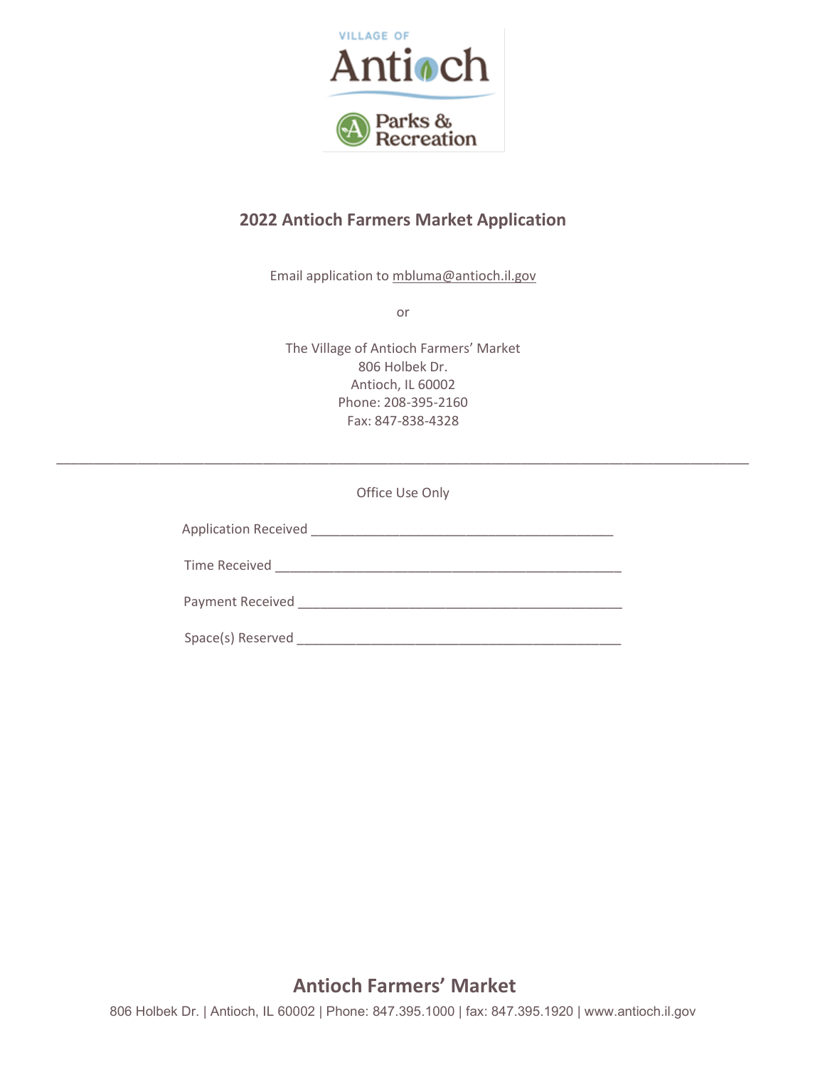VILLAGE OF

Antioch

Parks & Recreation

## 2022 Antioch Farmers Market Application

Email application to mbluma@antioch.il.gov

or

The Village of Antioch Farmers' Market
806 Holbek Dr.
Antioch, IL 60002
Phone: 208-395-2160
Fax: 847-838-4328

---

Office Use Only

Application Received ___________________________________________

Time Received _________________________________________________

Payment Received ______________________________________________

Space(s) Reserved ______________________________________________

**Antioch Farmers' Market**

806 Holbek Dr. | Antioch, IL 60002 | Phone: 847.395.1000 | fax: 847.395.1920 | www.antioch.il.gov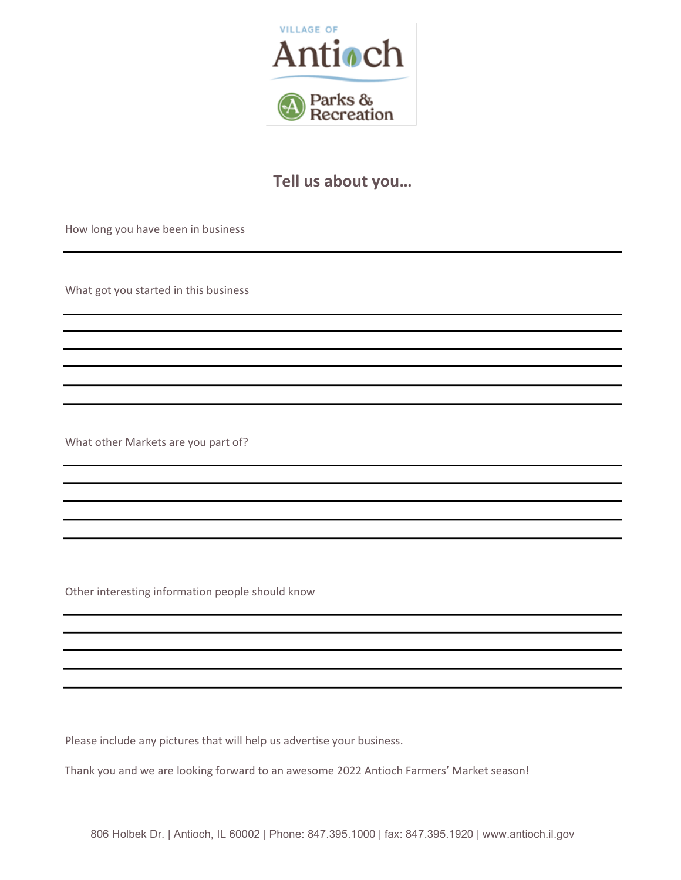VILLAGE OF

Antioch

Parks & Recreation

## Tell us about you…

How long you have been in business

What got you started in this business

What other Markets are you part of?

Other interesting information people should know

Please include any pictures that will help us advertise your business.

Thank you and we are looking forward to an awesome 2022 Antioch Farmers' Market season!

806 Holbek Dr. | Antioch, IL 60002 | Phone: 847.395.1000 | fax: 847.395.1920 | www.antioch.il.gov